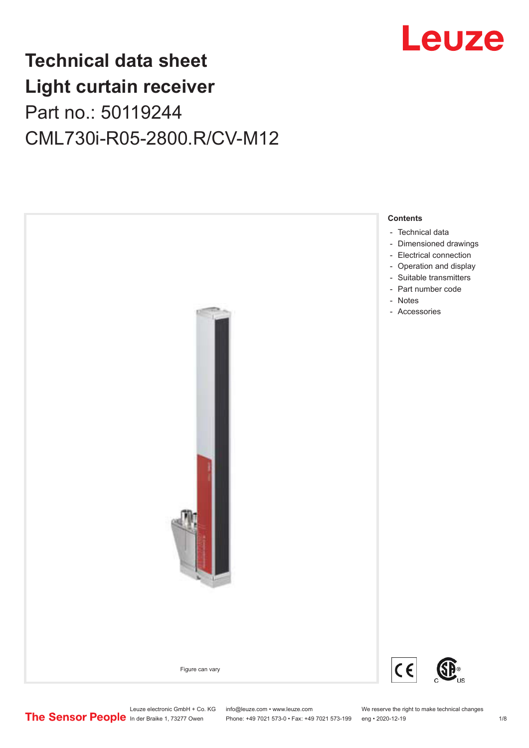# Technical data sheet
# Light curtain receiver

Part no.: 50119244

CML730i-R05-2800.R/CV-M12

Figure can vary

**Contents**

- Technical data
- Dimensioned drawings
- Electrical connection
- Operation and display
- Suitable transmitters
- Part number code
- Notes
- Accessories

Leuze electronic GmbH + Co. KG
In der Braike 1, 73277 Owen

info@leuze.com • www.leuze.com
Phone: +49 7021 573-0 • Fax: +49 7021 573-199

We reserve the right to make technical changes
eng • 2020-12-19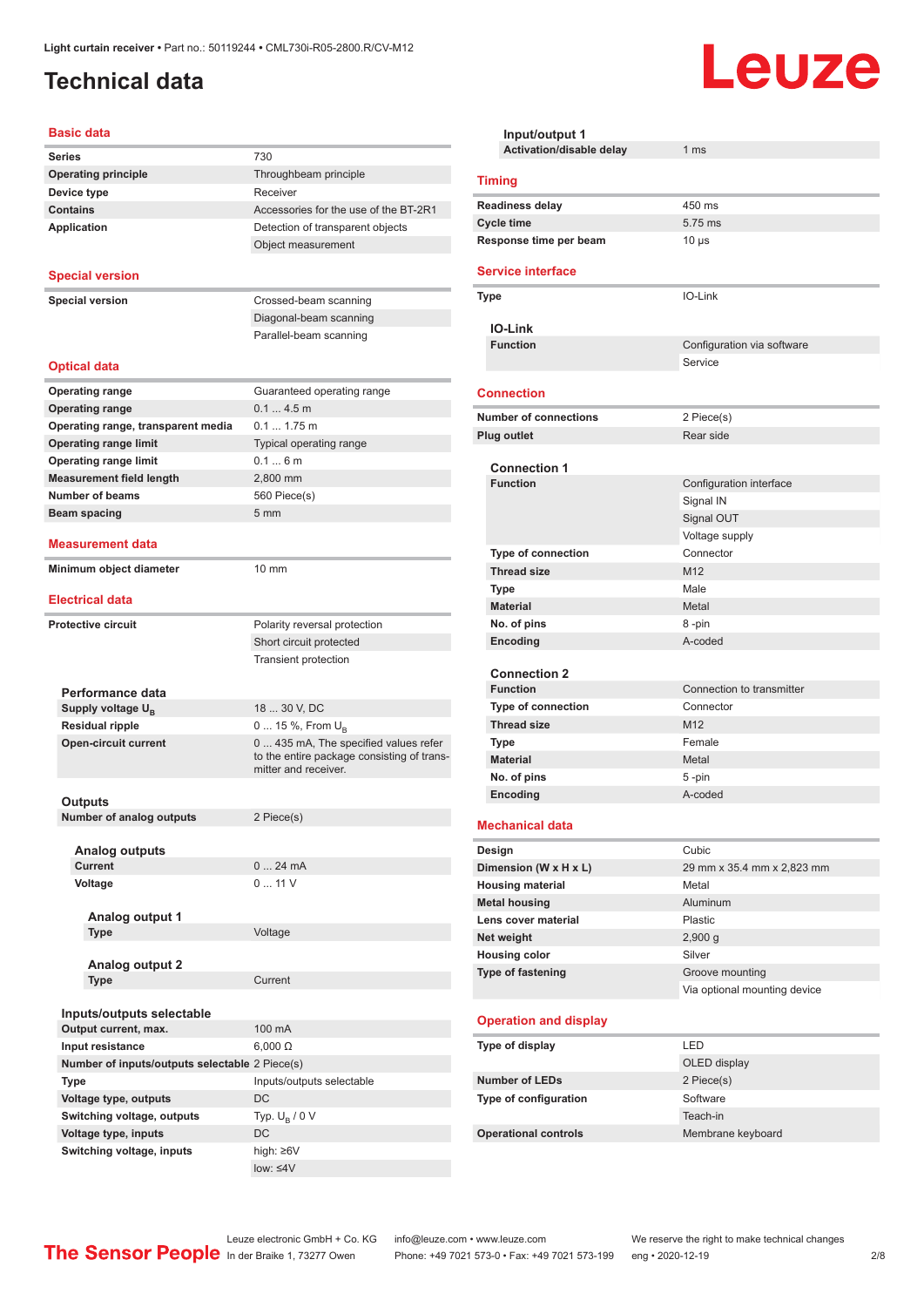# Technical data

## Basic data

| | |
|---|---|
| **Series** | 730 |
| **Operating principle** | Throughbeam principle |
| **Device type** | Receiver |
| **Contains** | Accessories for the use of the BT-2R1 |
| **Application** | Detection of transparent objects |
| | Object measurement |

## Special version

| | |
|---|---|
| **Special version** | Crossed-beam scanning |
| | Diagonal-beam scanning |
| | Parallel-beam scanning |

## Optical data

| | |
|---|---|
| **Operating range** | Guaranteed operating range |
| **Operating range** | 0.1 ... 4.5 m |
| **Operating range, transparent media** | 0.1 ... 1.75 m |
| **Operating range limit** | Typical operating range |
| **Operating range limit** | 0.1 ... 6 m |
| **Measurement field length** | 2,800 mm |
| **Number of beams** | 560 Piece(s) |
| **Beam spacing** | 5 mm |

## Measurement data

| | |
|---|---|
| **Minimum object diameter** | 10 mm |

## Electrical data

| | |
|---|---|
| **Protective circuit** | Polarity reversal protection |
| | Short circuit protected |
| | Transient protection |

### Performance data

| | |
|---|---|
| **Supply voltage $U_B$** | 18 ... 30 V, DC |
| **Residual ripple** | 0 ... 15 %, From $U_B$ |
| **Open-circuit current** | 0 ... 435 mA, The specified values refer to the entire package consisting of transmitter and receiver. |

### Outputs

| | |
|---|---|
| **Number of analog outputs** | 2 Piece(s) |

#### Analog outputs

| | |
|---|---|
| **Current** | 0 ... 24 mA |
| **Voltage** | 0 ... 11 V |

##### Analog output 1

| | |
|---|---|
| **Type** | Voltage |

##### Analog output 2

| | |
|---|---|
| **Type** | Current |

### Inputs/outputs selectable

| | |
|---|---|
| **Output current, max.** | 100 mA |
| **Input resistance** | 6,000 Ω |
| **Number of inputs/outputs selectable** | 2 Piece(s) |
| **Type** | Inputs/outputs selectable |
| **Voltage type, outputs** | DC |
| **Switching voltage, outputs** | Typ. $U_B$ / 0 V |
| **Voltage type, inputs** | DC |
| **Switching voltage, inputs** | high: ≥6V |
| | low: ≤4V |

### Input/output 1

| | |
|---|---|
| **Activation/disable delay** | 1 ms |

## Timing

| | |
|---|---|
| **Readiness delay** | 450 ms |
| **Cycle time** | 5.75 ms |
| **Response time per beam** | 10 µs |

## Service interface

| | |
|---|---|
| **Type** | IO-Link |

### IO-Link

| | |
|---|---|
| **Function** | Configuration via software |
| | Service |

## Connection

| | |
|---|---|
| **Number of connections** | 2 Piece(s) |
| **Plug outlet** | Rear side |

### Connection 1

| | |
|---|---|
| **Function** | Configuration interface |
| | Signal IN |
| | Signal OUT |
| | Voltage supply |
| **Type of connection** | Connector |
| **Thread size** | M12 |
| **Type** | Male |
| **Material** | Metal |
| **No. of pins** | 8 -pin |
| **Encoding** | A-coded |

### Connection 2

| | |
|---|---|
| **Function** | Connection to transmitter |
| **Type of connection** | Connector |
| **Thread size** | M12 |
| **Type** | Female |
| **Material** | Metal |
| **No. of pins** | 5 -pin |
| **Encoding** | A-coded |

## Mechanical data

| | |
|---|---|
| **Design** | Cubic |
| **Dimension (W x H x L)** | 29 mm x 35.4 mm x 2,823 mm |
| **Housing material** | Metal |
| **Metal housing** | Aluminum |
| **Lens cover material** | Plastic |
| **Net weight** | 2,900 g |
| **Housing color** | Silver |
| **Type of fastening** | Groove mounting |
| | Via optional mounting device |

## Operation and display

| | |
|---|---|
| **Type of display** | LED |
| | OLED display |
| **Number of LEDs** | 2 Piece(s) |
| **Type of configuration** | Software |
| | Teach-in |
| **Operational controls** | Membrane keyboard |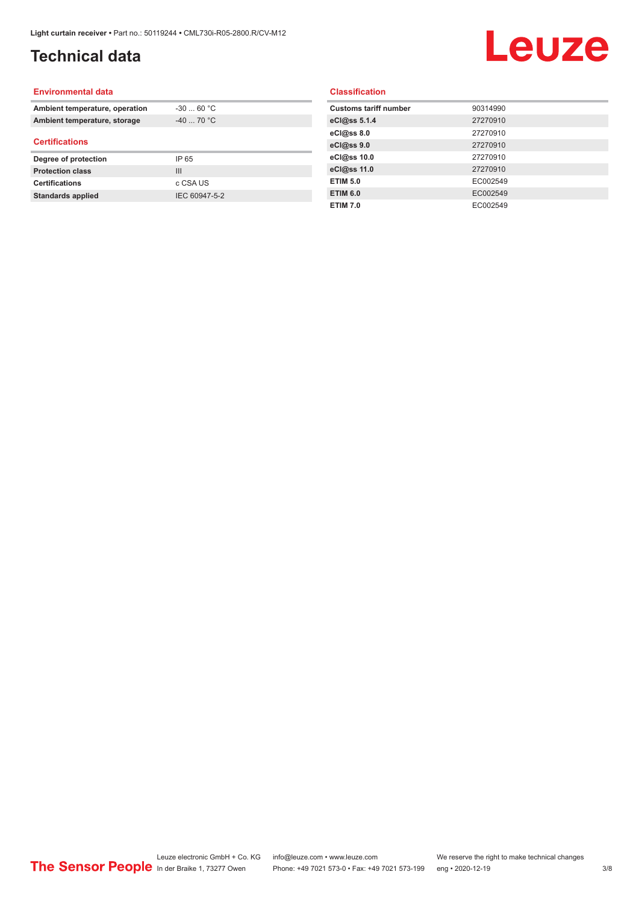# Technical data

## Environmental data

| | |
|---|---|
| **Ambient temperature, operation** | -30 ... 60 °C |
| **Ambient temperature, storage** | -40 ... 70 °C |

## Certifications

| | |
|---|---|
| **Degree of protection** | IP 65 |
| **Protection class** | III |
| **Certifications** | c CSA US |
| **Standards applied** | IEC 60947-5-2 |

## Classification

| | |
|---|---|
| **Customs tariff number** | 90314990 |
| **eCl@ss 5.1.4** | 27270910 |
| **eCl@ss 8.0** | 27270910 |
| **eCl@ss 9.0** | 27270910 |
| **eCl@ss 10.0** | 27270910 |
| **eCl@ss 11.0** | 27270910 |
| **ETIM 5.0** | EC002549 |
| **ETIM 6.0** | EC002549 |
| **ETIM 7.0** | EC002549 |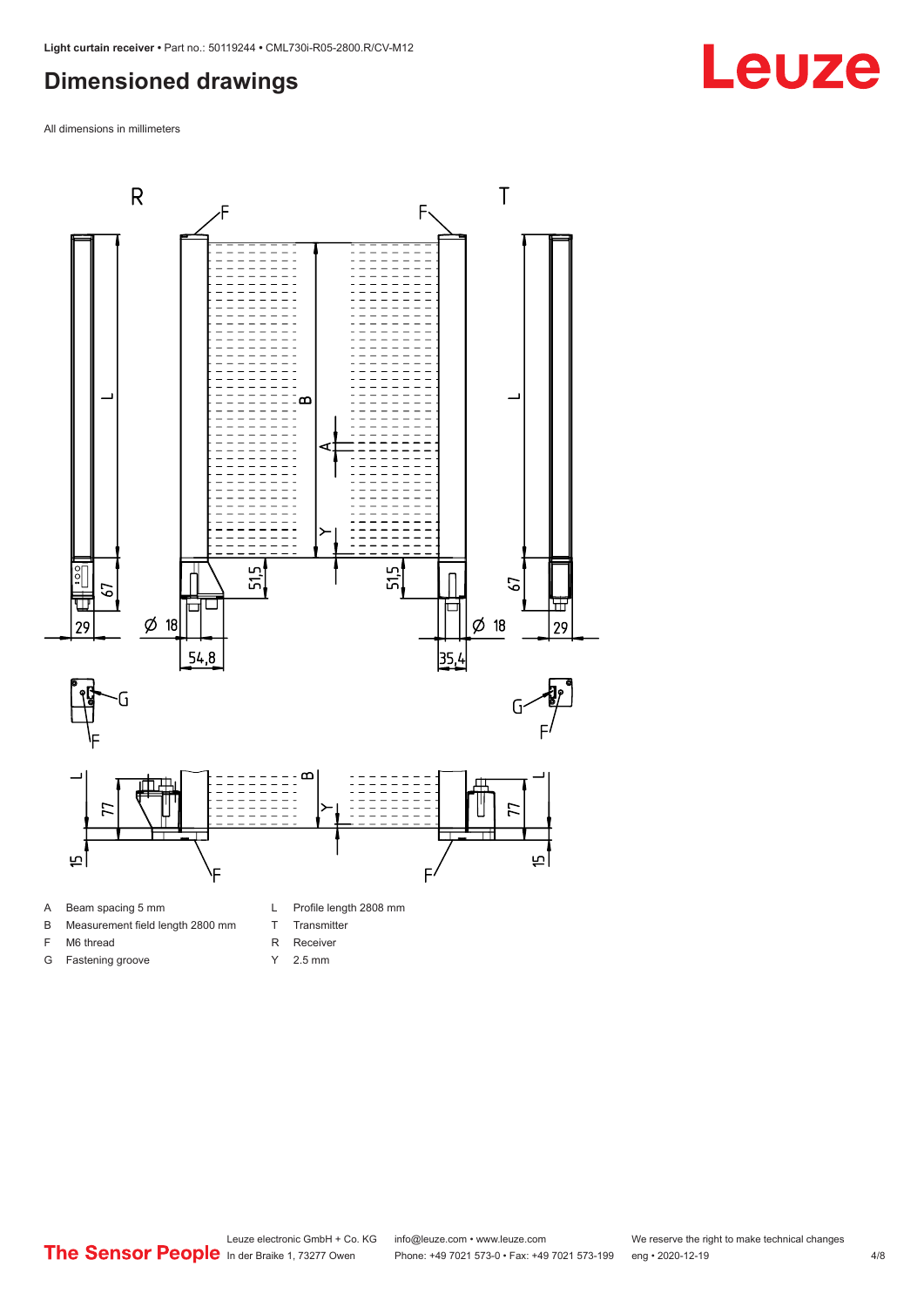# Dimensioned drawings

All dimensions in millimeters

A Beam spacing 5 mm

B Measurement field length 2800 mm

F M6 thread

G Fastening groove

L Profile length 2808 mm

T Transmitter

R Receiver

Y 2.5 mm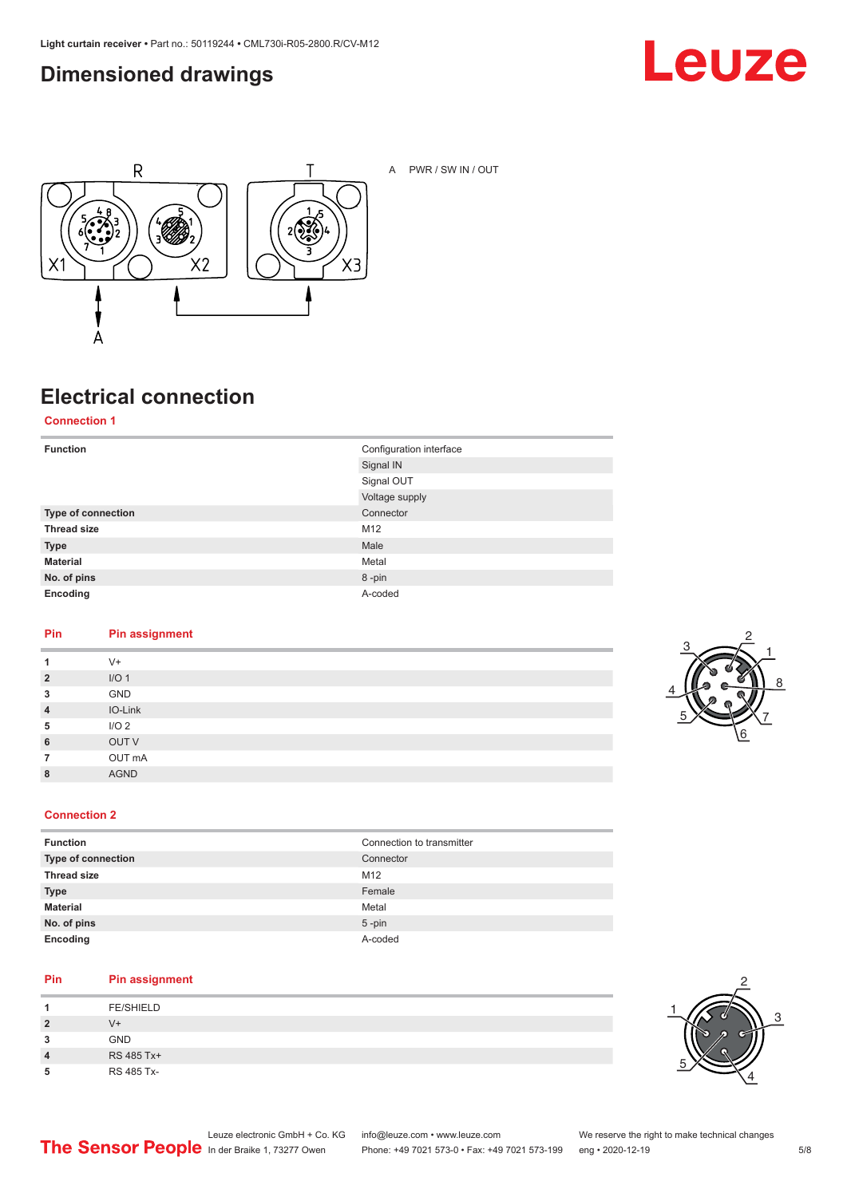## Dimensioned drawings

A PWR / SW IN / OUT

## Electrical connection

### Connection 1

| | |
|---|---|
| **Function** | Configuration interface |
| | Signal IN |
| | Signal OUT |
| | Voltage supply |
| **Type of connection** | Connector |
| **Thread size** | M12 |
| **Type** | Male |
| **Material** | Metal |
| **No. of pins** | 8 -pin |
| **Encoding** | A-coded |

| Pin | Pin assignment |
|---|---|
| **1** | V+ |
| **2** | I/O 1 |
| **3** | GND |
| **4** | IO-Link |
| **5** | I/O 2 |
| **6** | OUT V |
| **7** | OUT mA |
| **8** | AGND |

### Connection 2

| | |
|---|---|
| **Function** | Connection to transmitter |
| **Type of connection** | Connector |
| **Thread size** | M12 |
| **Type** | Female |
| **Material** | Metal |
| **No. of pins** | 5 -pin |
| **Encoding** | A-coded |

| Pin | Pin assignment |
|---|---|
| **1** | FE/SHIELD |
| **2** | V+ |
| **3** | GND |
| **4** | RS 485 Tx+ |
| **5** | RS 485 Tx- |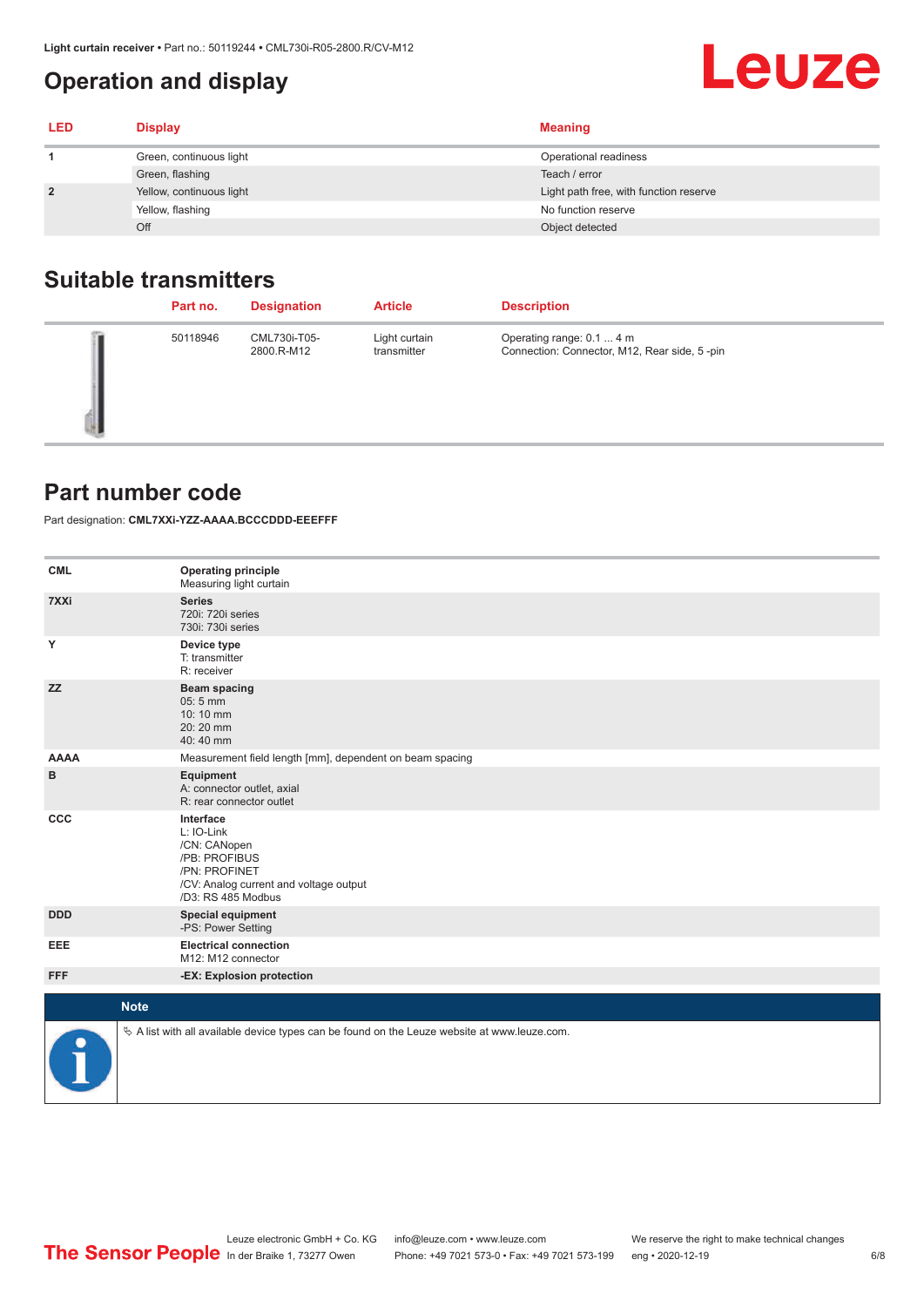## Operation and display

| LED | Display | Meaning |
|---|---|---|
| 1 | Green, continuous light | Operational readiness |
| | Green, flashing | Teach / error |
| 2 | Yellow, continuous light | Light path free, with function reserve |
| | Yellow, flashing | No function reserve |
| | Off | Object detected |

## Suitable transmitters

| | Part no. | Designation | Article | Description |
|---|---|---|---|---|
| | 50118946 | CML730i-T05-2800.R-M12 | Light curtain transmitter | Operating range: 0.1 ... 4 m<br>Connection: Connector, M12, Rear side, 5 -pin |

## Part number code

Part designation: **CML7XXi-YZZ-AAAA.BCCCDDD-EEEFFF**

| | |
|---|---|
| **CML** | **Operating principle**<br>Measuring light curtain |
| **7XXi** | **Series**<br>720i: 720i series<br>730i: 730i series |
| **Y** | **Device type**<br>T: transmitter<br>R: receiver |
| **ZZ** | **Beam spacing**<br>05: 5 mm<br>10: 10 mm<br>20: 20 mm<br>40: 40 mm |
| **AAAA** | Measurement field length [mm], dependent on beam spacing |
| **B** | **Equipment**<br>A: connector outlet, axial<br>R: rear connector outlet |
| **CCC** | **Interface**<br>L: IO-Link<br>/CN: CANopen<br>/PB: PROFIBUS<br>/PN: PROFINET<br>/CV: Analog current and voltage output<br>/D3: RS 485 Modbus |
| **DDD** | **Special equipment**<br>-PS: Power Setting |
| **EEE** | **Electrical connection**<br>M12: M12 connector |
| **FFF** | **-EX: Explosion protection** |

**Note**

↳ A list with all available device types can be found on the Leuze website at www.leuze.com.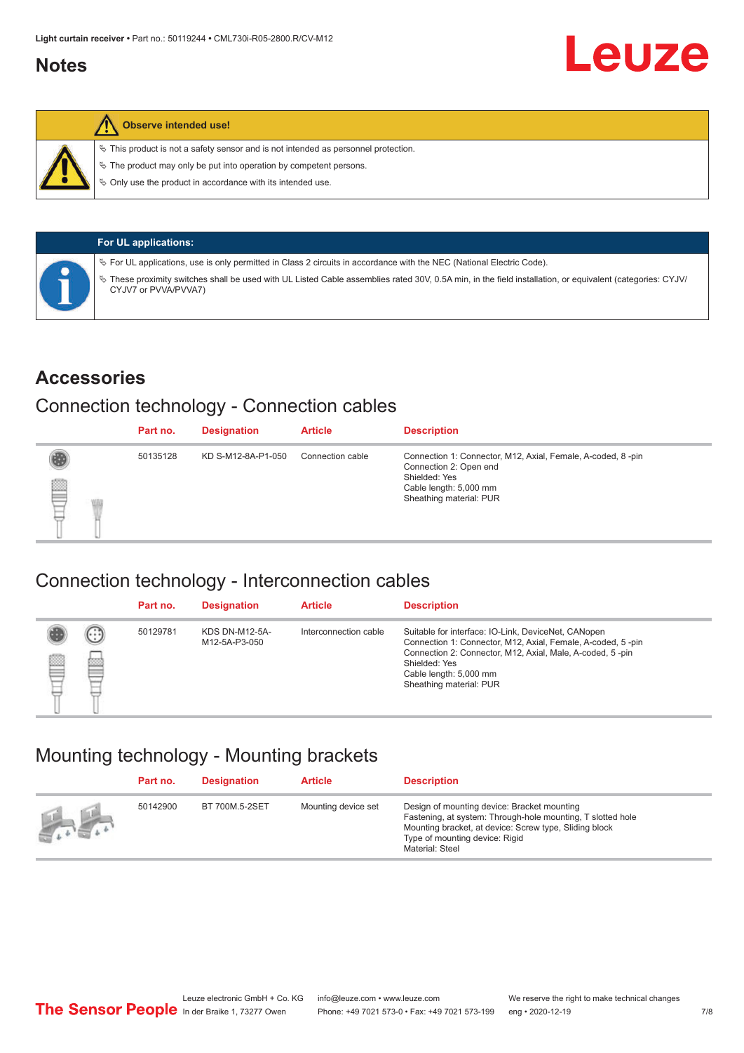## Notes

**Observe intended use!**

- ✎ This product is not a safety sensor and is not intended as personnel protection.
- ✎ The product may only be put into operation by competent persons.
- ✎ Only use the product in accordance with its intended use.

**For UL applications:**

- ✎ For UL applications, use is only permitted in Class 2 circuits in accordance with the NEC (National Electric Code).
- ✎ These proximity switches shall be used with UL Listed Cable assemblies rated 30V, 0.5A min, in the field installation, or equivalent (categories: CYJV/CYJV7 or PVVA/PVVA7)

## Accessories

### Connection technology - Connection cables

| Part no. | Designation | Article | Description |
|---|---|---|---|
| 50135128 | KD S-M12-8A-P1-050 | Connection cable | Connection 1: Connector, M12, Axial, Female, A-coded, 8 -pin<br>Connection 2: Open end<br>Shielded: Yes<br>Cable length: 5,000 mm<br>Sheathing material: PUR |

### Connection technology - Interconnection cables

| Part no. | Designation | Article | Description |
|---|---|---|---|
| 50129781 | KDS DN-M12-5A-M12-5A-P3-050 | Interconnection cable | Suitable for interface: IO-Link, DeviceNet, CANopen<br>Connection 1: Connector, M12, Axial, Female, A-coded, 5 -pin<br>Connection 2: Connector, M12, Axial, Male, A-coded, 5 -pin<br>Shielded: Yes<br>Cable length: 5,000 mm<br>Sheathing material: PUR |

### Mounting technology - Mounting brackets

| Part no. | Designation | Article | Description |
|---|---|---|---|
| 50142900 | BT 700M.5-2SET | Mounting device set | Design of mounting device: Bracket mounting<br>Fastening, at system: Through-hole mounting, T slotted hole<br>Mounting bracket, at device: Screw type, Sliding block<br>Type of mounting device: Rigid<br>Material: Steel |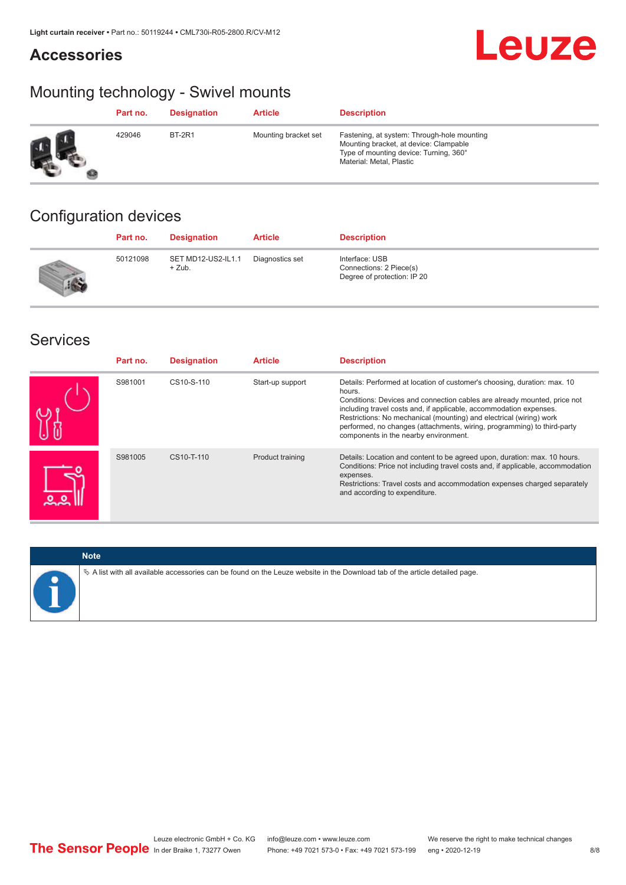## Accessories

### Mounting technology - Swivel mounts

| | Part no. | Designation | Article | Description |
|---|---|---|---|---|
| | 429046 | BT-2R1 | Mounting bracket set | Fastening, at system: Through-hole mounting<br>Mounting bracket, at device: Clampable<br>Type of mounting device: Turning, 360°<br>Material: Metal, Plastic |

### Configuration devices

| | Part no. | Designation | Article | Description |
|---|---|---|---|---|
| | 50121098 | SET MD12-US2-IL1.1 + Zub. | Diagnostics set | Interface: USB<br>Connections: 2 Piece(s)<br>Degree of protection: IP 20 |

### Services

| | Part no. | Designation | Article | Description |
|---|---|---|---|---|
| | S981001 | CS10-S-110 | Start-up support | Details: Performed at location of customer's choosing, duration: max. 10 hours.<br>Conditions: Devices and connection cables are already mounted, price not including travel costs and, if applicable, accommodation expenses.<br>Restrictions: No mechanical (mounting) and electrical (wiring) work performed, no changes (attachments, wiring, programming) to third-party components in the nearby environment. |
| | S981005 | CS10-T-110 | Product training | Details: Location and content to be agreed upon, duration: max. 10 hours.<br>Conditions: Price not including travel costs and, if applicable, accommodation expenses.<br>Restrictions: Travel costs and accommodation expenses charged separately and according to expenditure. |

**Note**

A list with all available accessories can be found on the Leuze website in the Download tab of the article detailed page.